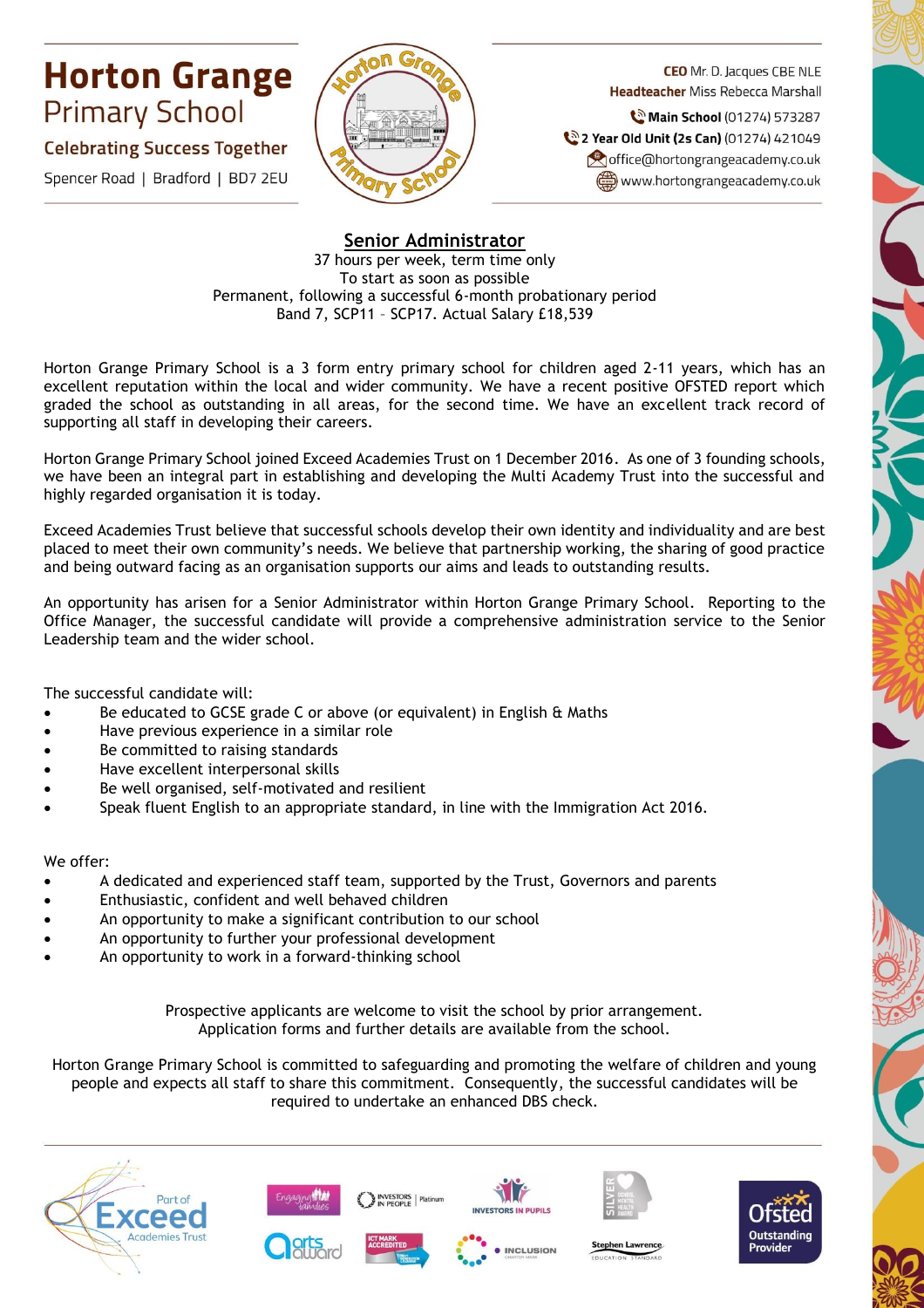# Horton Grange Primary School

**Celebrating Success Together**

Spencer Road | Bradford | BD7 2EU

**CEO** Mr. D. Jacques CBE NLE
**Headteacher** Miss Rebecca Marshall
**Main School** (01274) 573287
**2 Year Old Unit (2s Can)** (01274) 421049
office@hortongrangeacademy.co.uk
www.hortongrangeacademy.co.uk

## Senior Administrator

37 hours per week, term time only
To start as soon as possible
Permanent, following a successful 6-month probationary period
Band 7, SCP11 – SCP17. Actual Salary £18,539

Horton Grange Primary School is a 3 form entry primary school for children aged 2-11 years, which has an excellent reputation within the local and wider community. We have a recent positive OFSTED report which graded the school as outstanding in all areas, for the second time. We have an excellent track record of supporting all staff in developing their careers.

Horton Grange Primary School joined Exceed Academies Trust on 1 December 2016. As one of 3 founding schools, we have been an integral part in establishing and developing the Multi Academy Trust into the successful and highly regarded organisation it is today.

Exceed Academies Trust believe that successful schools develop their own identity and individuality and are best placed to meet their own community's needs. We believe that partnership working, the sharing of good practice and being outward facing as an organisation supports our aims and leads to outstanding results.

An opportunity has arisen for a Senior Administrator within Horton Grange Primary School. Reporting to the Office Manager, the successful candidate will provide a comprehensive administration service to the Senior Leadership team and the wider school.

The successful candidate will:

- Be educated to GCSE grade C or above (or equivalent) in English & Maths
- Have previous experience in a similar role
- Be committed to raising standards
- Have excellent interpersonal skills
- Be well organised, self-motivated and resilient
- Speak fluent English to an appropriate standard, in line with the Immigration Act 2016.

We offer:

- A dedicated and experienced staff team, supported by the Trust, Governors and parents
- Enthusiastic, confident and well behaved children
- An opportunity to make a significant contribution to our school
- An opportunity to further your professional development
- An opportunity to work in a forward-thinking school

Prospective applicants are welcome to visit the school by prior arrangement.
Application forms and further details are available from the school.

Horton Grange Primary School is committed to safeguarding and promoting the welfare of children and young people and expects all staff to share this commitment. Consequently, the successful candidates will be required to undertake an enhanced DBS check.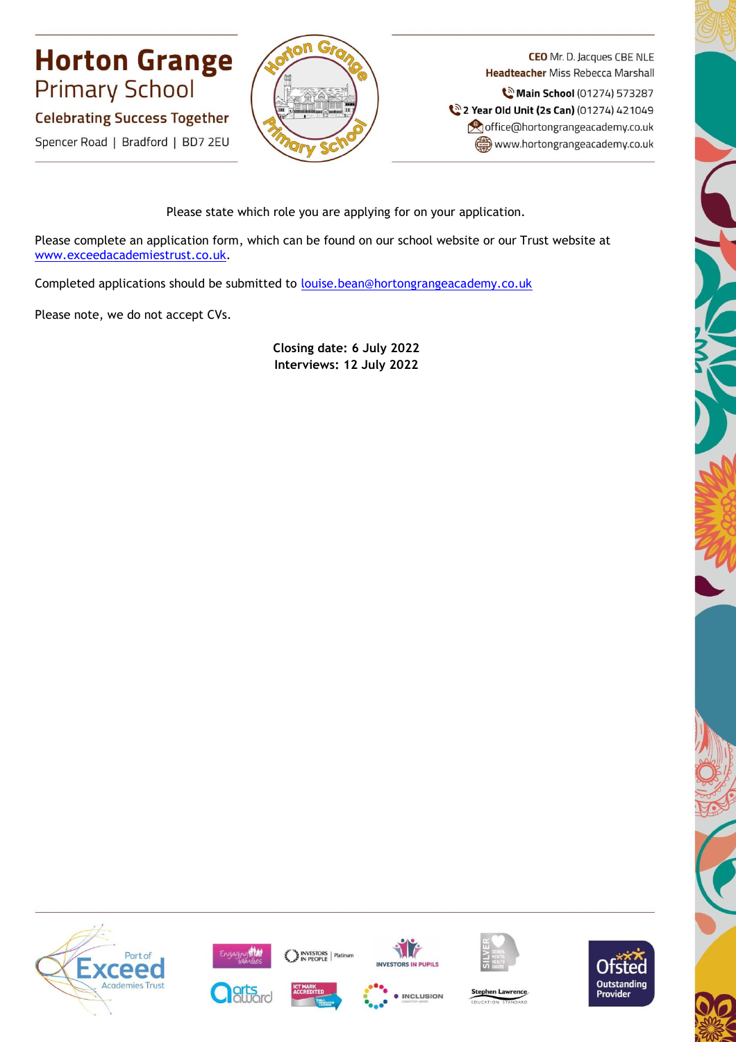Please state which role you are applying for on your application.

Please complete an application form, which can be found on our school website or our Trust website at www.exceedacademiestrust.co.uk.

Completed applications should be submitted to louise.bean@hortongrangeacademy.co.uk

Please note, we do not accept CVs.

**Closing date: 6 July 2022**
**Interviews: 12 July 2022**